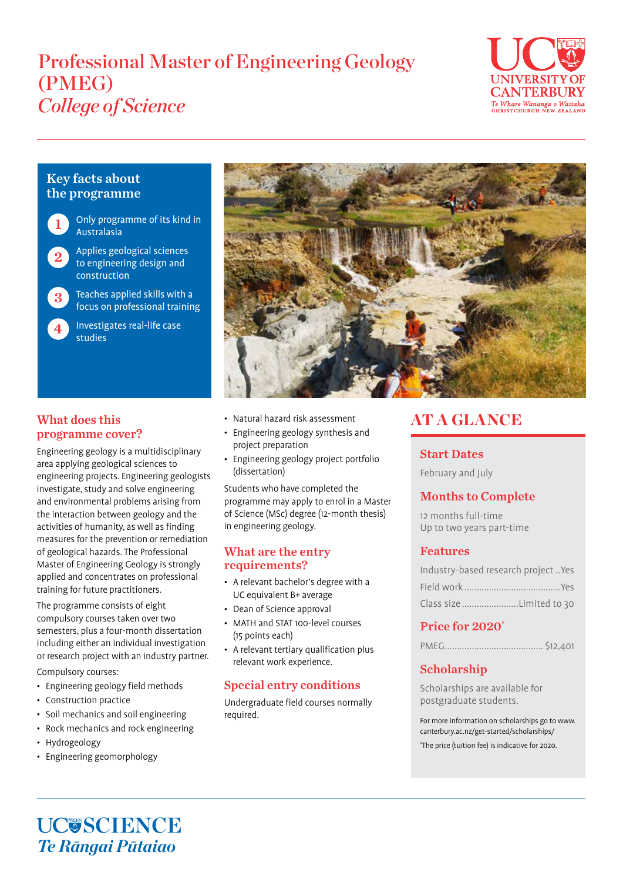# Professional Master of Engineering Geology (PMEG)

## *College of Science*

UC UNIVERSITY OF CANTERBURY
*Te Whare Wānanga o Waitaha*
CHRISTCHURCH NEW ZEALAND

### Key facts about the programme

1. Only programme of its kind in Australasia
2. Applies geological sciences to engineering design and construction
3. Teaches applied skills with a focus on professional training
4. Investigates real-life case studies

### What does this programme cover?

Engineering geology is a multidisciplinary area applying geological sciences to engineering projects. Engineering geologists investigate, study and solve engineering and environmental problems arising from the interaction between geology and the activities of humanity, as well as finding measures for the prevention or remediation of geological hazards. The Professional Master of Engineering Geology is strongly applied and concentrates on professional training for future practitioners.

The programme consists of eight compulsory courses taken over two semesters, plus a four-month dissertation including either an individual investigation or research project with an industry partner.

Compulsory courses:

- Engineering geology field methods
- Construction practice
- Soil mechanics and soil engineering
- Rock mechanics and rock engineering
- Hydrogeology
- Engineering geomorphology
- Natural hazard risk assessment
- Engineering geology synthesis and project preparation
- Engineering geology project portfolio (dissertation)

Students who have completed the programme may apply to enrol in a Master of Science (MSc) degree (12-month thesis) in engineering geology.

### What are the entry requirements?

- A relevant bachelor's degree with a UC equivalent B+ average
- Dean of Science approval
- MATH and STAT 100-level courses (15 points each)
- A relevant tertiary qualification plus relevant work experience.

### Special entry conditions

Undergraduate field courses normally required.

## AT A GLANCE

### Start Dates

February and July

### Months to Complete

12 months full-time
Up to two years part-time

### Features

Industry-based research project ..Yes
Field work .......................................Yes
Class size .......................Limited to 30

### Price for 2020*

PMEG....................................... $12,401

### Scholarship

Scholarships are available for postgraduate students.

For more information on scholarships go to www.canterbury.ac.nz/get-started/scholarships/

*The price (tuition fee) is indicative for 2020.

UC SCIENCE
*Te Rāngai Pūtaiao*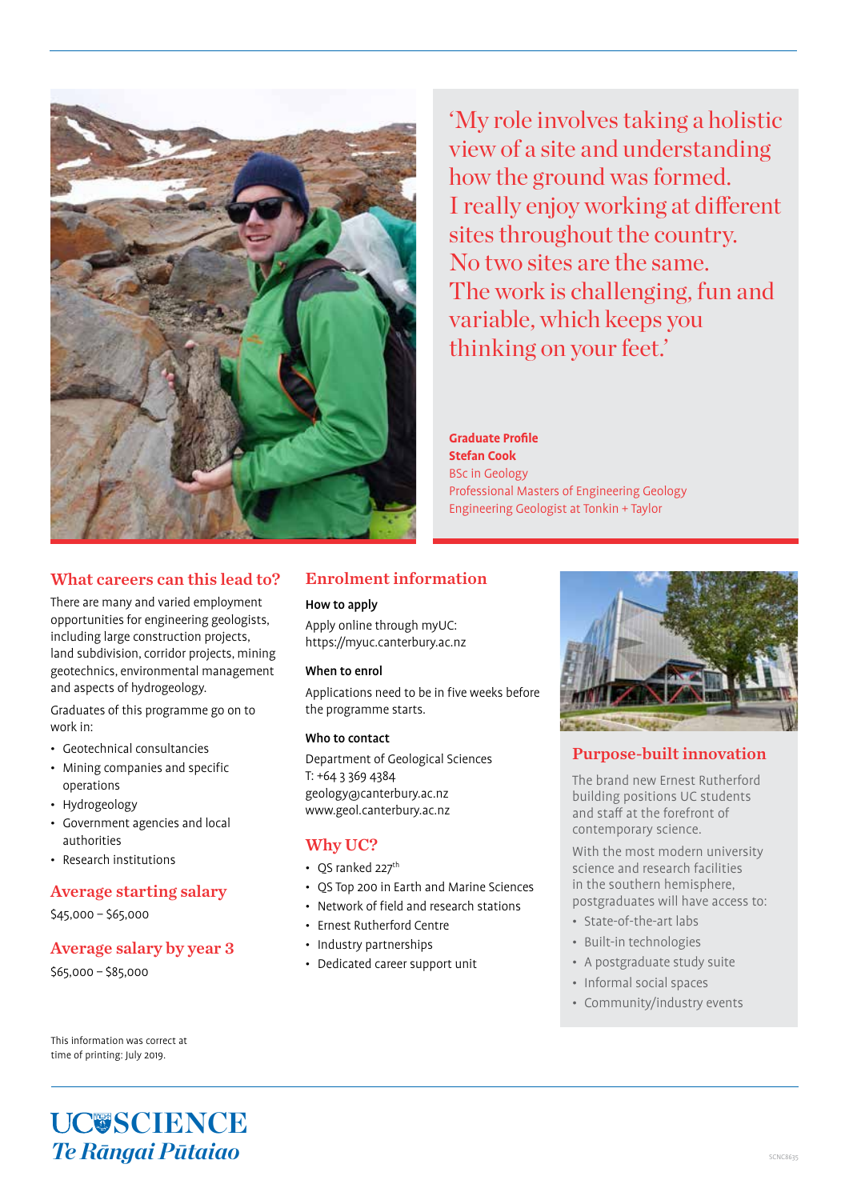> 'My role involves taking a holistic view of a site and understanding how the ground was formed. I really enjoy working at different sites throughout the country. No two sites are the same. The work is challenging, fun and variable, which keeps you thinking on your feet.'

**Graduate Profile**
**Stefan Cook**
BSc in Geology
Professional Masters of Engineering Geology
Engineering Geologist at Tonkin + Taylor

## What careers can this lead to?

There are many and varied employment opportunities for engineering geologists, including large construction projects, land subdivision, corridor projects, mining geotechnics, environmental management and aspects of hydrogeology.

Graduates of this programme go on to work in:

- Geotechnical consultancies
- Mining companies and specific operations
- Hydrogeology
- Government agencies and local authorities
- Research institutions

## Average starting salary

$45,000 – $65,000

## Average salary by year 3

$65,000 – $85,000

## Enrolment information

**How to apply**

Apply online through myUC:
https://myuc.canterbury.ac.nz

**When to enrol**

Applications need to be in five weeks before the programme starts.

**Who to contact**

Department of Geological Sciences
T: +64 3 369 4384
geology@canterbury.ac.nz
www.geol.canterbury.ac.nz

## Why UC?

- QS ranked 227th
- QS Top 200 in Earth and Marine Sciences
- Network of field and research stations
- Ernest Rutherford Centre
- Industry partnerships
- Dedicated career support unit

## Purpose-built innovation

The brand new Ernest Rutherford building positions UC students and staff at the forefront of contemporary science.

With the most modern university science and research facilities in the southern hemisphere, postgraduates will have access to:

- State-of-the-art labs
- Built-in technologies
- A postgraduate study suite
- Informal social spaces
- Community/industry events

This information was correct at time of printing: July 2019.

UC SCIENCE
*Te Rāngai Pūtaiao*

SCNC8635